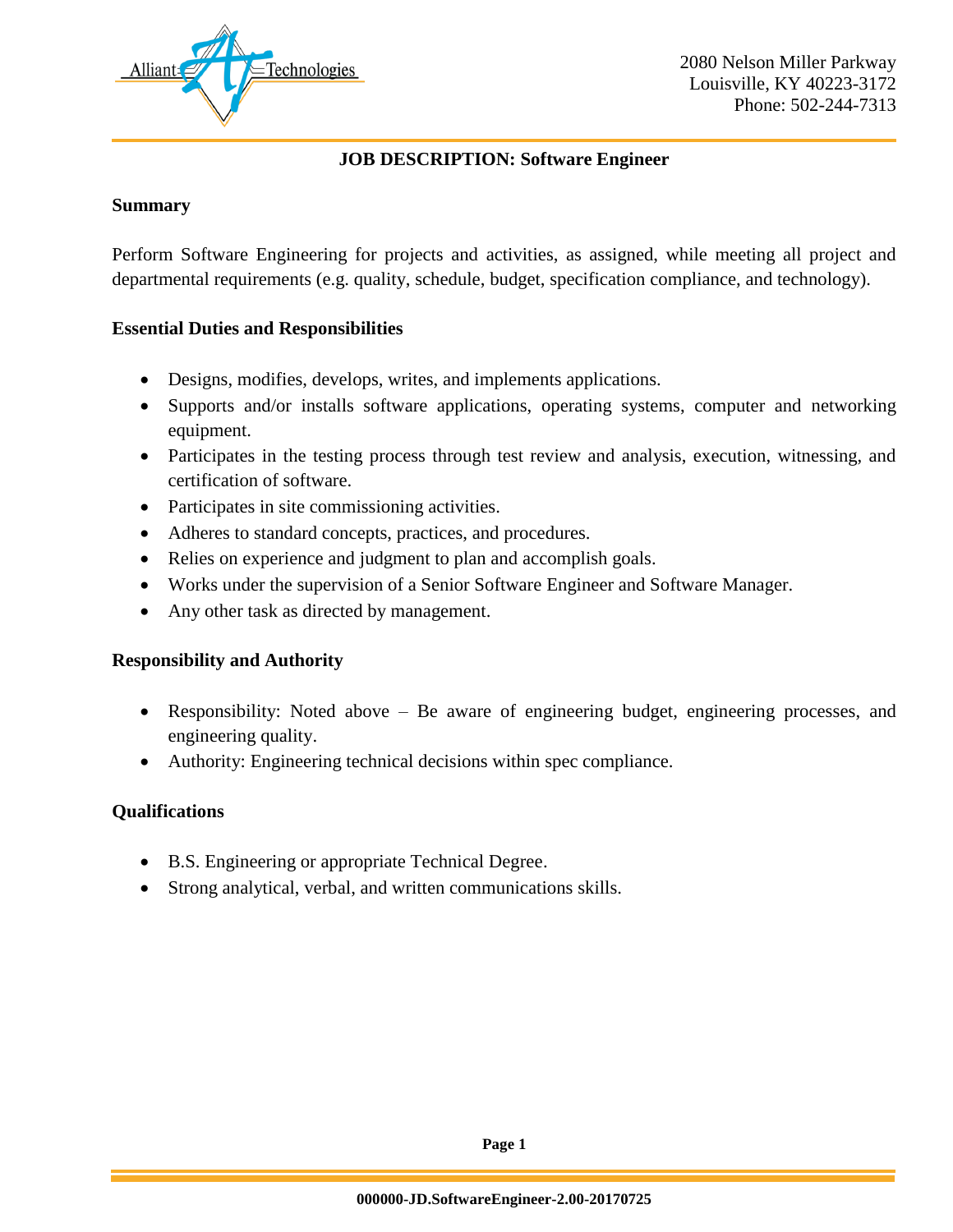Alliant Technologies

2080 Nelson Miller Parkway
Louisville, KY 40223-3172
Phone: 502-244-7313

# JOB DESCRIPTION: Software Engineer

## Summary

Perform Software Engineering for projects and activities, as assigned, while meeting all project and departmental requirements (e.g. quality, schedule, budget, specification compliance, and technology).

## Essential Duties and Responsibilities

- Designs, modifies, develops, writes, and implements applications.
- Supports and/or installs software applications, operating systems, computer and networking equipment.
- Participates in the testing process through test review and analysis, execution, witnessing, and certification of software.
- Participates in site commissioning activities.
- Adheres to standard concepts, practices, and procedures.
- Relies on experience and judgment to plan and accomplish goals.
- Works under the supervision of a Senior Software Engineer and Software Manager.
- Any other task as directed by management.

## Responsibility and Authority

- Responsibility: Noted above – Be aware of engineering budget, engineering processes, and engineering quality.
- Authority: Engineering technical decisions within spec compliance.

## Qualifications

- B.S. Engineering or appropriate Technical Degree.
- Strong analytical, verbal, and written communications skills.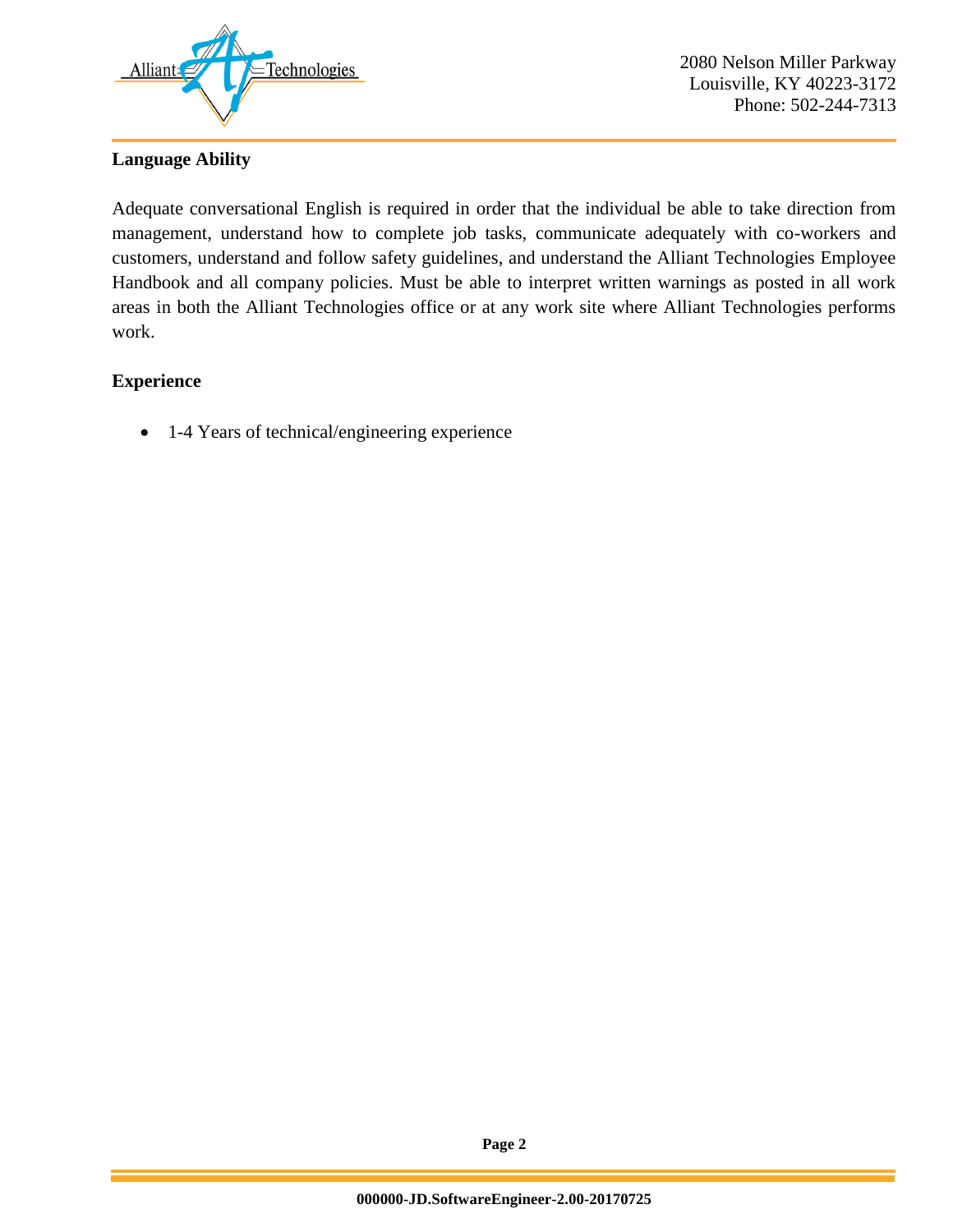**Language Ability**

Adequate conversational English is required in order that the individual be able to take direction from management, understand how to complete job tasks, communicate adequately with co-workers and customers, understand and follow safety guidelines, and understand the Alliant Technologies Employee Handbook and all company policies. Must be able to interpret written warnings as posted in all work areas in both the Alliant Technologies office or at any work site where Alliant Technologies performs work.

**Experience**

- 1-4 Years of technical/engineering experience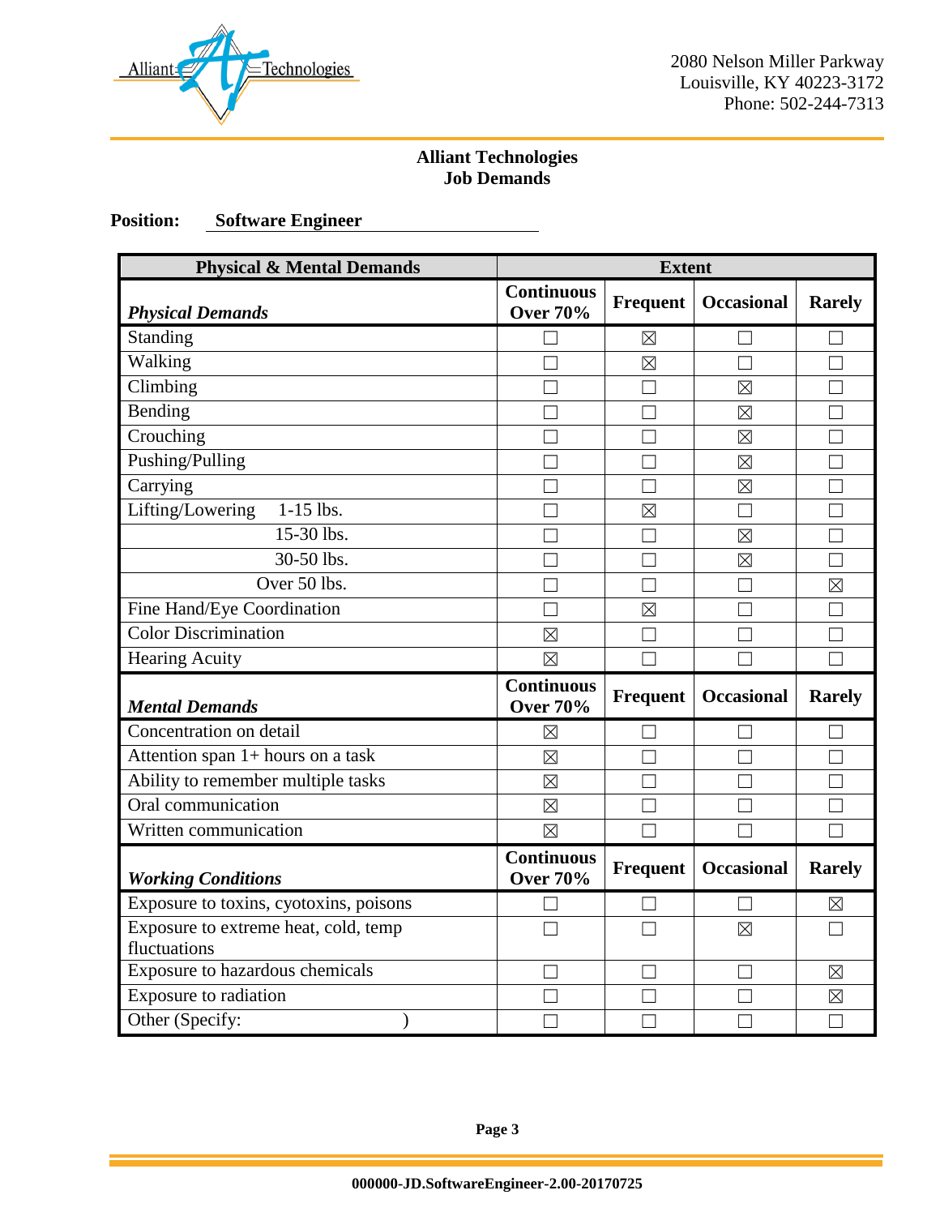2080 Nelson Miller Parkway
Louisville, KY 40223-3172
Phone: 502-244-7313

**Alliant Technologies**
**Job Demands**

**Position:** **Software Engineer**

| Physical & Mental Demands | Extent | | | |
|---|---|---|---|---|
| ***Physical Demands*** | **Continuous Over 70%** | **Frequent** | **Occasional** | **Rarely** |
| Standing | ☐ | ☒ | ☐ | ☐ |
| Walking | ☐ | ☒ | ☐ | ☐ |
| Climbing | ☐ | ☐ | ☒ | ☐ |
| Bending | ☐ | ☐ | ☒ | ☐ |
| Crouching | ☐ | ☐ | ☒ | ☐ |
| Pushing/Pulling | ☐ | ☐ | ☒ | ☐ |
| Carrying | ☐ | ☐ | ☒ | ☐ |
| Lifting/Lowering 1-15 lbs. | ☐ | ☒ | ☐ | ☐ |
| 15-30 lbs. | ☐ | ☐ | ☒ | ☐ |
| 30-50 lbs. | ☐ | ☐ | ☒ | ☐ |
| Over 50 lbs. | ☐ | ☐ | ☐ | ☒ |
| Fine Hand/Eye Coordination | ☐ | ☒ | ☐ | ☐ |
| Color Discrimination | ☒ | ☐ | ☐ | ☐ |
| Hearing Acuity | ☒ | ☐ | ☐ | ☐ |
| ***Mental Demands*** | **Continuous Over 70%** | **Frequent** | **Occasional** | **Rarely** |
| Concentration on detail | ☒ | ☐ | ☐ | ☐ |
| Attention span 1+ hours on a task | ☒ | ☐ | ☐ | ☐ |
| Ability to remember multiple tasks | ☒ | ☐ | ☐ | ☐ |
| Oral communication | ☒ | ☐ | ☐ | ☐ |
| Written communication | ☒ | ☐ | ☐ | ☐ |
| ***Working Conditions*** | **Continuous Over 70%** | **Frequent** | **Occasional** | **Rarely** |
| Exposure to toxins, cyotoxins, poisons | ☐ | ☐ | ☐ | ☒ |
| Exposure to extreme heat, cold, temp fluctuations | ☐ | ☐ | ☒ | ☐ |
| Exposure to hazardous chemicals | ☐ | ☐ | ☐ | ☒ |
| Exposure to radiation | ☐ | ☐ | ☐ | ☒ |
| Other (Specify: ) | ☐ | ☐ | ☐ | ☐ |

000000-JD.SoftwareEngineer-2.00-20170725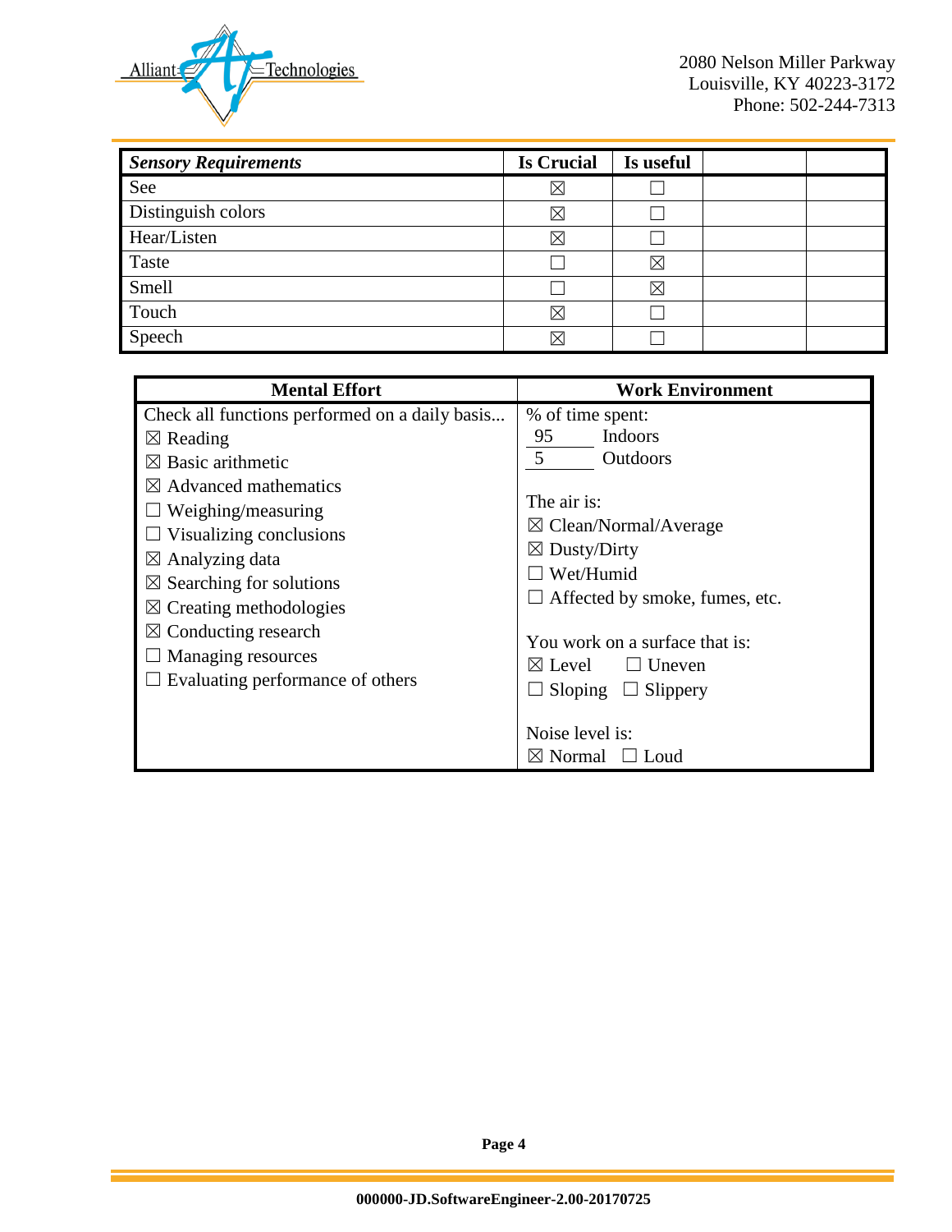| *Sensory Requirements* | Is Crucial | Is useful | | |
|---|---|---|---|---|
| See | ☒ | ☐ | | |
| Distinguish colors | ☒ | ☐ | | |
| Hear/Listen | ☒ | ☐ | | |
| Taste | ☐ | ☒ | | |
| Smell | ☐ | ☒ | | |
| Touch | ☒ | ☐ | | |
| Speech | ☒ | ☐ | | |

| Mental Effort | Work Environment |
|---|---|
| Check all functions performed on a daily basis...<br>☒ Reading<br>☒ Basic arithmetic<br>☒ Advanced mathematics<br>☐ Weighing/measuring<br>☐ Visualizing conclusions<br>☒ Analyzing data<br>☒ Searching for solutions<br>☒ Creating methodologies<br>☒ Conducting research<br>☐ Managing resources<br>☐ Evaluating performance of others | % of time spent:<br>95 Indoors<br>5 Outdoors<br><br>The air is:<br>☒ Clean/Normal/Average<br>☒ Dusty/Dirty<br>☐ Wet/Humid<br>☐ Affected by smoke, fumes, etc.<br><br>You work on a surface that is:<br>☒ Level ☐ Uneven<br>☐ Sloping ☐ Slippery<br><br>Noise level is:<br>☒ Normal ☐ Loud |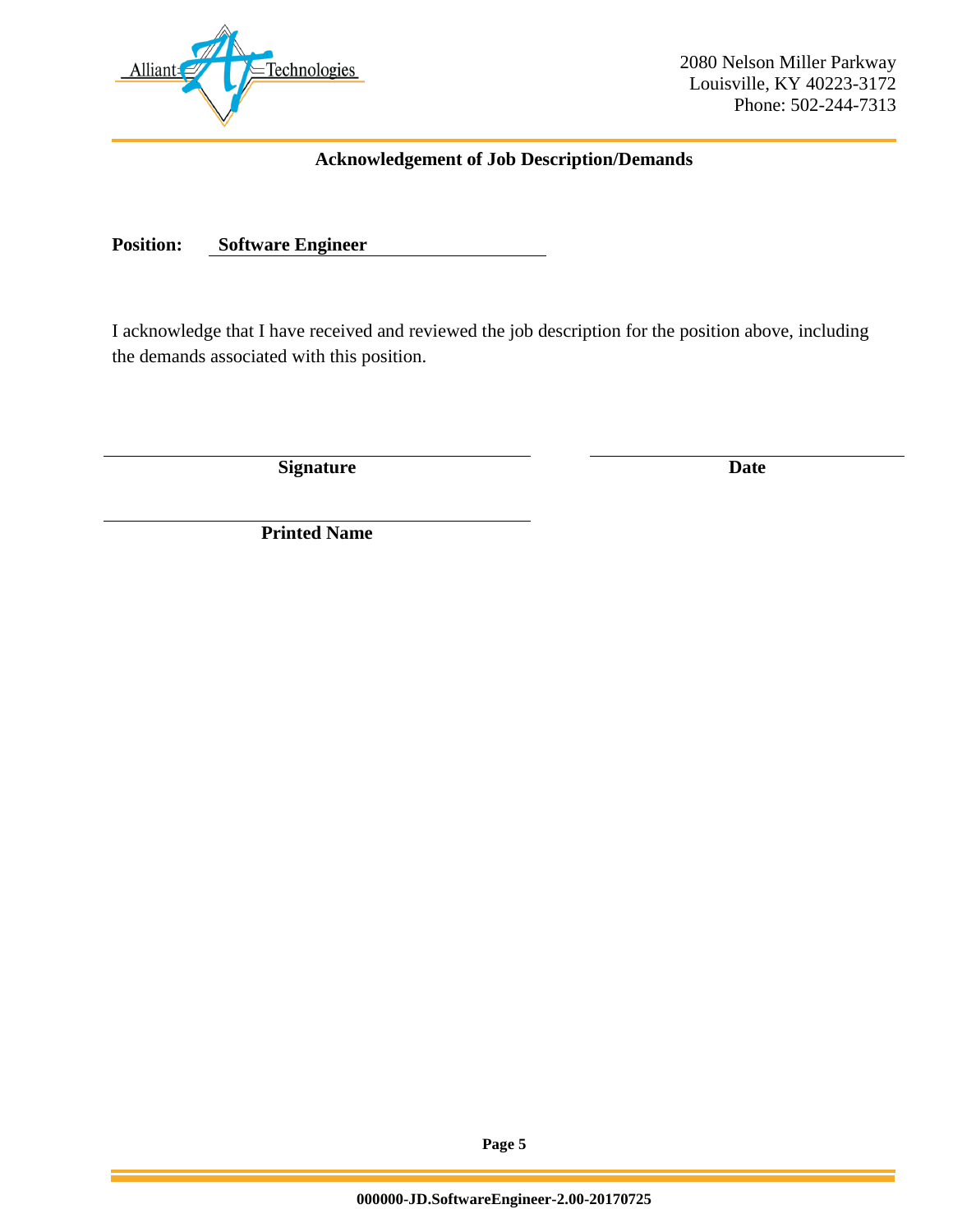Alliant Technologies

2080 Nelson Miller Parkway
Louisville, KY 40223-3172
Phone: 502-244-7313

**Acknowledgement of Job Description/Demands**

**Position:** **Software Engineer**

I acknowledge that I have received and reviewed the job description for the position above, including the demands associated with this position.

\_\_\_\_\_\_\_\_\_\_\_\_\_\_\_\_\_\_\_\_\_\_\_\_\_\_\_\_\_\_ \_\_\_\_\_\_\_\_\_\_\_\_\_\_\_\_\_\_\_\_
**Signature** **Date**

\_\_\_\_\_\_\_\_\_\_\_\_\_\_\_\_\_\_\_\_\_\_\_\_\_\_\_\_\_\_
**Printed Name**

**000000-JD.SoftwareEngineer-2.00-20170725**